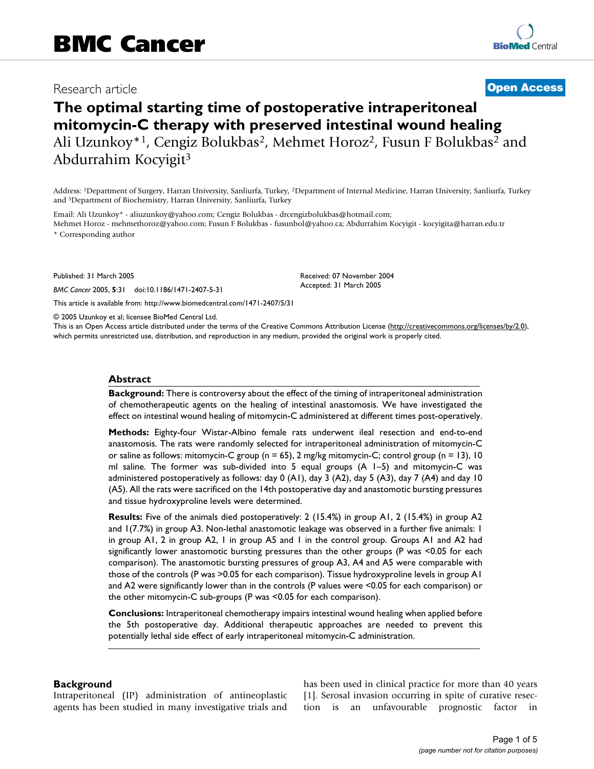# The optimal starting time of postoperative intraperitoneal mitomycin-C therapy with preserved intestinal wound healing

Ali Uzunkoy*[1], Cengiz Bolukbas[2], Mehmet Horoz[2], Fusun F Bolukbas[2] and Abdurrahim Kocyigit[3]

Address: [1]Department of Surgery, Harran University, Sanliurfa, Turkey, [2]Department of Internal Medicine, Harran University, Sanliurfa, Turkey and [3]Department of Biochemistry, Harran University, Sanliurfa, Turkey

Email: Ali Uzunkoy* - aliuzunkoy@yahoo.com; Cengiz Bolukbas - drcengizbolukbas@hotmail.com; Mehmet Horoz - mehmethoroz@yahoo.com; Fusun F Bolukbas - fusunbol@yahoo.ca; Abdurrahim Kocyigit - kocyigita@harran.edu.tr

* Corresponding author

Published: 31 March 2005

*BMC Cancer* 2005, **5**:31 doi:10.1186/1471-2407-5-31

Received: 07 November 2004
Accepted: 31 March 2005

This article is available from: http://www.biomedcentral.com/1471-2407/5/31

© 2005 Uzunkoy et al; licensee BioMed Central Ltd.
This is an Open Access article distributed under the terms of the Creative Commons Attribution License (http://creativecommons.org/licenses/by/2.0), which permits unrestricted use, distribution, and reproduction in any medium, provided the original work is properly cited.

## Abstract

**Background:** There is controversy about the effect of the timing of intraperitoneal administration of chemotherapeutic agents on the healing of intestinal anastomosis. We have investigated the effect on intestinal wound healing of mitomycin-C administered at different times post-operatively.

**Methods:** Eighty-four Wistar-Albino female rats underwent ileal resection and end-to-end anastomosis. The rats were randomly selected for intraperitoneal administration of mitomycin-C or saline as follows: mitomycin-C group (n = 65), 2 mg/kg mitomycin-C; control group (n = 13), 10 ml saline. The former was sub-divided into 5 equal groups (A 1–5) and mitomycin-C was administered postoperatively as follows: day 0 (A1), day 3 (A2), day 5 (A3), day 7 (A4) and day 10 (A5). All the rats were sacrificed on the 14th postoperative day and anastomotic bursting pressures and tissue hydroxyproline levels were determined.

**Results:** Five of the animals died postoperatively: 2 (15.4%) in group A1, 2 (15.4%) in group A2 and 1(7.7%) in group A3. Non-lethal anastomotic leakage was observed in a further five animals: 1 in group A1, 2 in group A2, 1 in group A5 and 1 in the control group. Groups A1 and A2 had significantly lower anastomotic bursting pressures than the other groups (P was <0.05 for each comparison). The anastomotic bursting pressures of group A3, A4 and A5 were comparable with those of the controls (P was >0.05 for each comparison). Tissue hydroxyproline levels in group A1 and A2 were significantly lower than in the controls (P values were <0.05 for each comparison) or the other mitomycin-C sub-groups (P was <0.05 for each comparison).

**Conclusions:** Intraperitoneal chemotherapy impairs intestinal wound healing when applied before the 5th postoperative day. Additional therapeutic approaches are needed to prevent this potentially lethal side effect of early intraperitoneal mitomycin-C administration.

## Background

Intraperitoneal (IP) administration of antineoplastic agents has been studied in many investigative trials and has been used in clinical practice for more than 40 years [1]. Serosal invasion occurring in spite of curative resection is an unfavourable prognostic factor in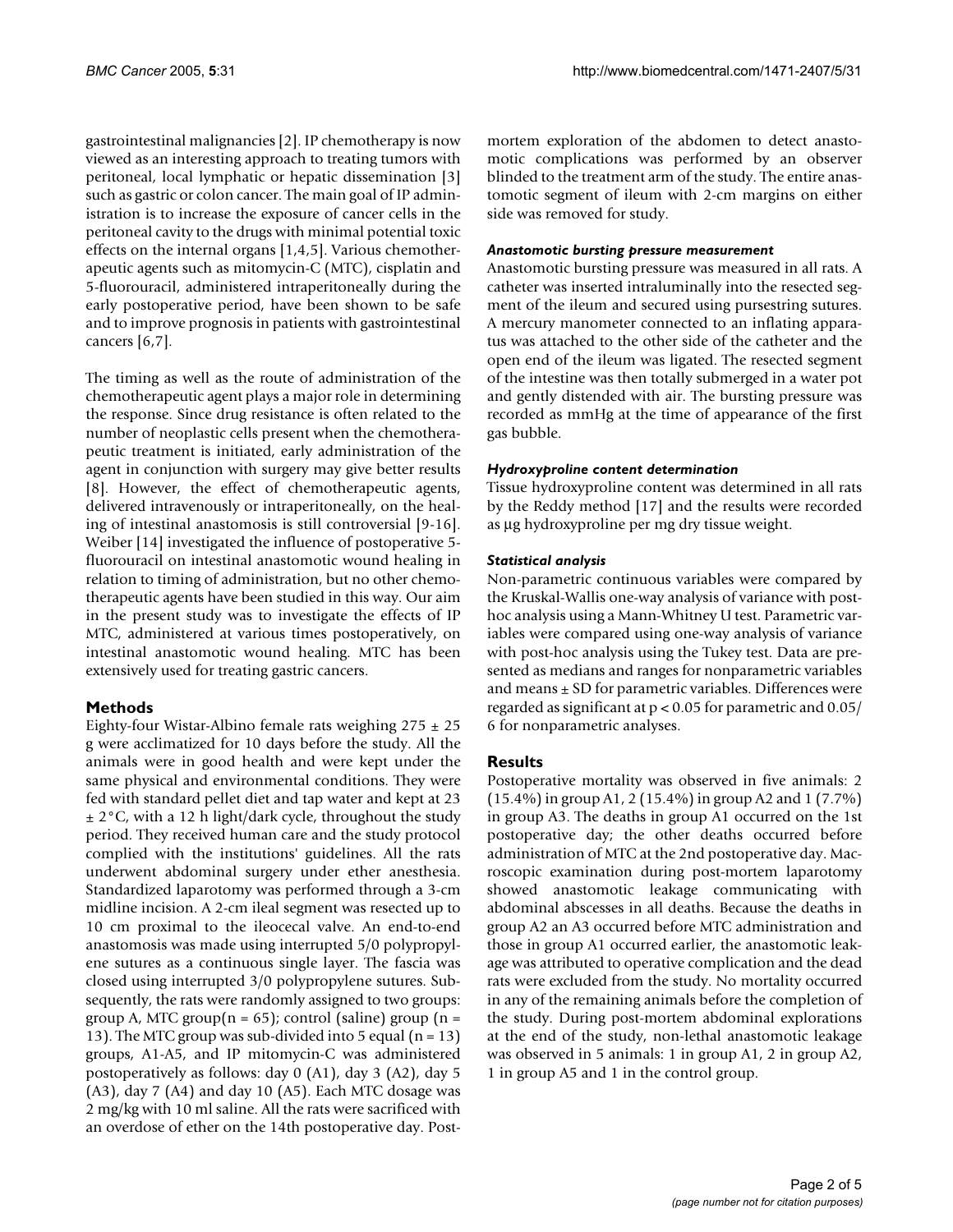gastrointestinal malignancies [2]. IP chemotherapy is now viewed as an interesting approach to treating tumors with peritoneal, local lymphatic or hepatic dissemination [3] such as gastric or colon cancer. The main goal of IP administration is to increase the exposure of cancer cells in the peritoneal cavity to the drugs with minimal potential toxic effects on the internal organs [1,4,5]. Various chemotherapeutic agents such as mitomycin-C (MTC), cisplatin and 5-fluorouracil, administered intraperitoneally during the early postoperative period, have been shown to be safe and to improve prognosis in patients with gastrointestinal cancers [6,7].

The timing as well as the route of administration of the chemotherapeutic agent plays a major role in determining the response. Since drug resistance is often related to the number of neoplastic cells present when the chemotherapeutic treatment is initiated, early administration of the agent in conjunction with surgery may give better results [8]. However, the effect of chemotherapeutic agents, delivered intravenously or intraperitoneally, on the healing of intestinal anastomosis is still controversial [9-16]. Weiber [14] investigated the influence of postoperative 5-fluorouracil on intestinal anastomotic wound healing in relation to timing of administration, but no other chemotherapeutic agents have been studied in this way. Our aim in the present study was to investigate the effects of IP MTC, administered at various times postoperatively, on intestinal anastomotic wound healing. MTC has been extensively used for treating gastric cancers.

## Methods

Eighty-four Wistar-Albino female rats weighing 275 ± 25 g were acclimatized for 10 days before the study. All the animals were in good health and were kept under the same physical and environmental conditions. They were fed with standard pellet diet and tap water and kept at 23 ± 2°C, with a 12 h light/dark cycle, throughout the study period. They received human care and the study protocol complied with the institutions' guidelines. All the rats underwent abdominal surgery under ether anesthesia. Standardized laparotomy was performed through a 3-cm midline incision. A 2-cm ileal segment was resected up to 10 cm proximal to the ileocecal valve. An end-to-end anastomosis was made using interrupted 5/0 polypropylene sutures as a continuous single layer. The fascia was closed using interrupted 3/0 polypropylene sutures. Subsequently, the rats were randomly assigned to two groups: group A, MTC group(n = 65); control (saline) group (n = 13). The MTC group was sub-divided into 5 equal (n = 13) groups, A1-A5, and IP mitomycin-C was administered postoperatively as follows: day 0 (A1), day 3 (A2), day 5 (A3), day 7 (A4) and day 10 (A5). Each MTC dosage was 2 mg/kg with 10 ml saline. All the rats were sacrificed with an overdose of ether on the 14th postoperative day. Post-mortem exploration of the abdomen to detect anastomotic complications was performed by an observer blinded to the treatment arm of the study. The entire anastomotic segment of ileum with 2-cm margins on either side was removed for study.

### *Anastomotic bursting pressure measurement*

Anastomotic bursting pressure was measured in all rats. A catheter was inserted intraluminally into the resected segment of the ileum and secured using pursestring sutures. A mercury manometer connected to an inflating apparatus was attached to the other side of the catheter and the open end of the ileum was ligated. The resected segment of the intestine was then totally submerged in a water pot and gently distended with air. The bursting pressure was recorded as mmHg at the time of appearance of the first gas bubble.

### *Hydroxyproline content determination*

Tissue hydroxyproline content was determined in all rats by the Reddy method [17] and the results were recorded as μg hydroxyproline per mg dry tissue weight.

### *Statistical analysis*

Non-parametric continuous variables were compared by the Kruskal-Wallis one-way analysis of variance with post-hoc analysis using a Mann-Whitney U test. Parametric variables were compared using one-way analysis of variance with post-hoc analysis using the Tukey test. Data are presented as medians and ranges for nonparametric variables and means ± SD for parametric variables. Differences were regarded as significant at $p < 0.05$ for parametric and 0.05/6 for nonparametric analyses.

## Results

Postoperative mortality was observed in five animals: 2 (15.4%) in group A1, 2 (15.4%) in group A2 and 1 (7.7%) in group A3. The deaths in group A1 occurred on the 1st postoperative day; the other deaths occurred before administration of MTC at the 2nd postoperative day. Macroscopic examination during post-mortem laparotomy showed anastomotic leakage communicating with abdominal abscesses in all deaths. Because the deaths in group A2 an A3 occurred before MTC administration and those in group A1 occurred earlier, the anastomotic leakage was attributed to operative complication and the dead rats were excluded from the study. No mortality occurred in any of the remaining animals before the completion of the study. During post-mortem abdominal explorations at the end of the study, non-lethal anastomotic leakage was observed in 5 animals: 1 in group A1, 2 in group A2, 1 in group A5 and 1 in the control group.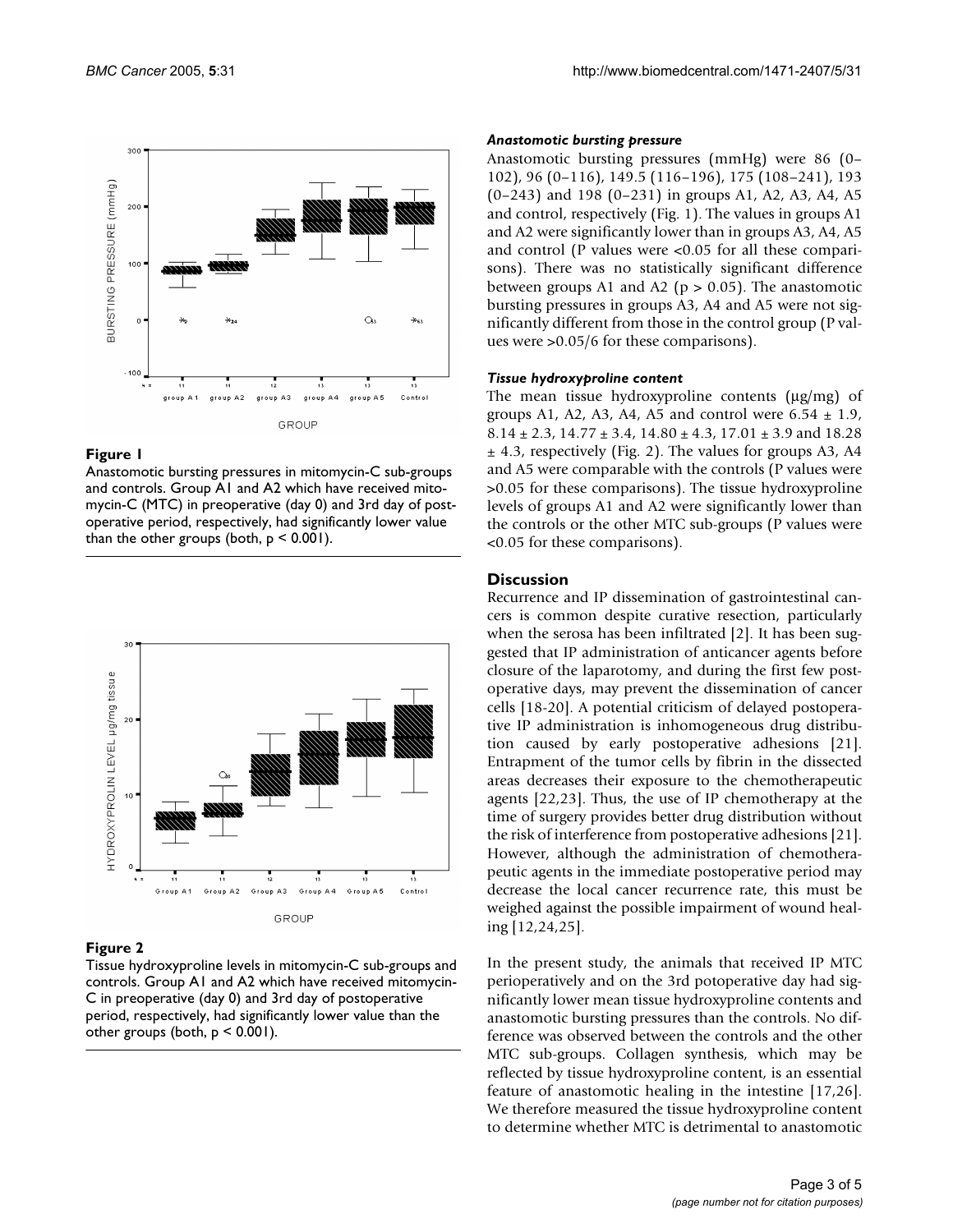**Figure 1**

Anastomotic bursting pressures in mitomycin-C sub-groups and controls. Group A1 and A2 which have received mitomycin-C (MTC) in preoperative (day 0) and 3rd day of postoperative period, respectively, had significantly lower value than the other groups (both, $p < 0.001$).

**Figure 2**

Tissue hydroxyproline levels in mitomycin-C sub-groups and controls. Group A1 and A2 which have received mitomycin-C in preoperative (day 0) and 3rd day of postoperative period, respectively, had significantly lower value than the other groups (both, $p < 0.001$).

#### *Anastomotic bursting pressure*

Anastomotic bursting pressures (mmHg) were 86 (0–102), 96 (0–116), 149.5 (116–196), 175 (108–241), 193 (0–243) and 198 (0–231) in groups A1, A2, A3, A4, A5 and control, respectively (Fig. 1). The values in groups A1 and A2 were significantly lower than in groups A3, A4, A5 and control (P values were <0.05 for all these comparisons). There was no statistically significant difference between groups A1 and A2 ($p > 0.05$). The anastomotic bursting pressures in groups A3, A4 and A5 were not significantly different from those in the control group (P values were >0.05/6 for these comparisons).

#### *Tissue hydroxyproline content*

The mean tissue hydroxyproline contents (μg/mg) of groups A1, A2, A3, A4, A5 and control were 6.54 ± 1.9, 8.14 ± 2.3, 14.77 ± 3.4, 14.80 ± 4.3, 17.01 ± 3.9 and 18.28 ± 4.3, respectively (Fig. 2). The values for groups A3, A4 and A5 were comparable with the controls (P values were >0.05 for these comparisons). The tissue hydroxyproline levels of groups A1 and A2 were significantly lower than the controls or the other MTC sub-groups (P values were <0.05 for these comparisons).

## Discussion

Recurrence and IP dissemination of gastrointestinal cancers is common despite curative resection, particularly when the serosa has been infiltrated [2]. It has been suggested that IP administration of anticancer agents before closure of the laparotomy, and during the first few postoperative days, may prevent the dissemination of cancer cells [18-20]. A potential criticism of delayed postoperative IP administration is inhomogeneous drug distribution caused by early postoperative adhesions [21]. Entrapment of the tumor cells by fibrin in the dissected areas decreases their exposure to the chemotherapeutic agents [22,23]. Thus, the use of IP chemotherapy at the time of surgery provides better drug distribution without the risk of interference from postoperative adhesions [21]. However, although the administration of chemotherapeutic agents in the immediate postoperative period may decrease the local cancer recurrence rate, this must be weighed against the possible impairment of wound healing [12,24,25].

In the present study, the animals that received IP MTC perioperatively and on the 3rd potoperative day had significantly lower mean tissue hydroxyproline contents and anastomotic bursting pressures than the controls. No difference was observed between the controls and the other MTC sub-groups. Collagen synthesis, which may be reflected by tissue hydroxyproline content, is an essential feature of anastomotic healing in the intestine [17,26]. We therefore measured the tissue hydroxyproline content to determine whether MTC is detrimental to anastomotic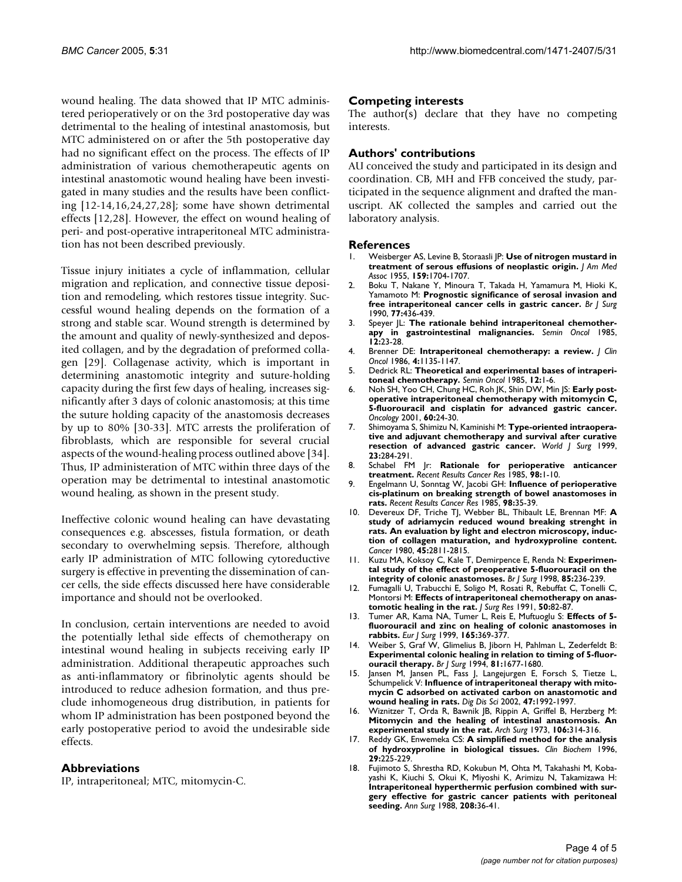wound healing. The data showed that IP MTC administered perioperatively or on the 3rd postoperative day was detrimental to the healing of intestinal anastomosis, but MTC administered on or after the 5th postoperative day had no significant effect on the process. The effects of IP administration of various chemotherapeutic agents on intestinal anastomotic wound healing have been investigated in many studies and the results have been conflicting [12-14,16,24,27,28]; some have shown detrimental effects [12,28]. However, the effect on wound healing of peri- and post-operative intraperitoneal MTC administration has not been described previously.

Tissue injury initiates a cycle of inflammation, cellular migration and replication, and connective tissue deposition and remodeling, which restores tissue integrity. Successful wound healing depends on the formation of a strong and stable scar. Wound strength is determined by the amount and quality of newly-synthesized and deposited collagen, and by the degradation of preformed collagen [29]. Collagenase activity, which is important in determining anastomotic integrity and suture-holding capacity during the first few days of healing, increases significantly after 3 days of colonic anastomosis; at this time the suture holding capacity of the anastomosis decreases by up to 80% [30-33]. MTC arrests the proliferation of fibroblasts, which are responsible for several crucial aspects of the wound-healing process outlined above [34]. Thus, IP administeration of MTC within three days of the operation may be detrimental to intestinal anastomotic wound healing, as shown in the present study.

Ineffective colonic wound healing can have devastating consequences e.g. abscesses, fistula formation, or death secondary to overwhelming sepsis. Therefore, although early IP administration of MTC following cytoreductive surgery is effective in preventing the dissemination of cancer cells, the side effects discussed here have considerable importance and should not be overlooked.

In conclusion, certain interventions are needed to avoid the potentially lethal side effects of chemotherapy on intestinal wound healing in subjects receiving early IP administration. Additional therapeutic approaches such as anti-inflammatory or fibrinolytic agents should be introduced to reduce adhesion formation, and thus preclude inhomogeneous drug distribution, in patients for whom IP administration has been postponed beyond the early postoperative period to avoid the undesirable side effects.

## Abbreviations

IP, intraperitoneal; MTC, mitomycin-C.

## Competing interests

The author(s) declare that they have no competing interests.

## Authors' contributions

AU conceived the study and participated in its design and coordination. CB, MH and FFB conceived the study, participated in the sequence alignment and drafted the manuscript. AK collected the samples and carried out the laboratory analysis.

## References

1. Weisberger AS, Levine B, Storaasli JP: **Use of nitrogen mustard in treatment of serous effusions of neoplastic origin.** *J Am Med Assoc* 1955, **159:**1704-1707.
2. Boku T, Nakane Y, Minoura T, Takada H, Yamamura M, Hioki K, Yamamoto M: **Prognostic significance of serosal invasion and free intraperitoneal cancer cells in gastric cancer.** *Br J Surg* 1990, **77:**436-439.
3. Speyer JL: **The rationale behind intraperitoneal chemotherapy in gastrointestinal malignancies.** *Semin Oncol* 1985, **12:**23-28.
4. Brenner DE: **Intraperitoneal chemotherapy: a review.** *J Clin Oncol* 1986, **4:**1135-1147.
5. Dedrick RL: **Theoretical and experimental bases of intraperitoneal chemotherapy.** *Semin Oncol* 1985, **12:**1-6.
6. Noh SH, Yoo CH, Chung HC, Roh JK, Shin DW, Min JS: **Early postoperative intraperitoneal chemotherapy with mitomycin C, 5-fluorouracil and cisplatin for advanced gastric cancer.** *Oncology* 2001, **60:**24-30.
7. Shimoyama S, Shimizu N, Kaminishi M: **Type-oriented intraoperative and adjuvant chemotherapy and survival after curative resection of advanced gastric cancer.** *World J Surg* 1999, **23:**284-291.
8. Schabel FM Jr: **Rationale for perioperative anticancer treatment.** *Recent Results Cancer Res* 1985, **98:**1-10.
9. Engelmann U, Sonntag W, Jacobi GH: **Influence of perioperative cis-platinum on breaking strength of bowel anastomoses in rats.** *Recent Results Cancer Res* 1985, **98:**35-39.
10. Devereux DF, Triche TJ, Webber BL, Thibault LE, Brennan MF: **A study of adriamycin reduced wound breaking strenght in rats. An evaluation by light and electron microscopy, induction of collagen maturation, and hydroxyproline content.** *Cancer* 1980, **45:**2811-2815.
11. Kuzu MA, Koksoy C, Kale T, Demirpence E, Renda N: **Experimental study of the effect of preoperative 5-fluorouracil on the integrity of colonic anastomoses.** *Br J Surg* 1998, **85:**236-239.
12. Fumagalli U, Trabucchi E, Soligo M, Rosati R, Rebuffat C, Tonelli C, Montorsi M: **Effects of intraperitoneal chemotherapy on anastomotic healing in the rat.** *J Surg Res* 1991, **50:**82-87.
13. Tumer AR, Kama NA, Tumer L, Reis E, Muftuoglu S: **Effects of 5-fluorouracil and zinc on healing of colonic anastomoses in rabbits.** *Eur J Surg* 1999, **165:**369-377.
14. Weiber S, Graf W, Glimelius B, Jiborn H, Pahlman L, Zederfeldt B: **Experimental colonic healing in relation to timing of 5-fluorouracil therapy.** *Br J Surg* 1994, **81:**1677-1680.
15. Jansen M, Jansen PL, Fass J, Langejurgen E, Forsch S, Tietze L, Schumpelick V: **Influence of intraperitoneal therapy with mitomycin C adsorbed on activated carbon on anastomotic and wound healing in rats.** *Dig Dis Sci* 2002, **47:**1992-1997.
16. Wiznitzer T, Orda R, Bawnik JB, Rippin A, Griffel B, Herzberg M: **Mitomycin and the healing of intestinal anastomosis. An experimental study in the rat.** *Arch Surg* 1973, **106:**314-316.
17. Reddy GK, Enwemeka CS: **A simplified method for the analysis of hydroxyproline in biological tissues.** *Clin Biochem* 1996, **29:**225-229.
18. Fujimoto S, Shrestha RD, Kokubun M, Ohta M, Takahashi M, Kobayashi K, Kiuchi S, Okui K, Miyoshi K, Arimizu N, Takamizawa H: **Intraperitoneal hyperthermic perfusion combined with surgery effective for gastric cancer patients with peritoneal seeding.** *Ann Surg* 1988, **208:**36-41.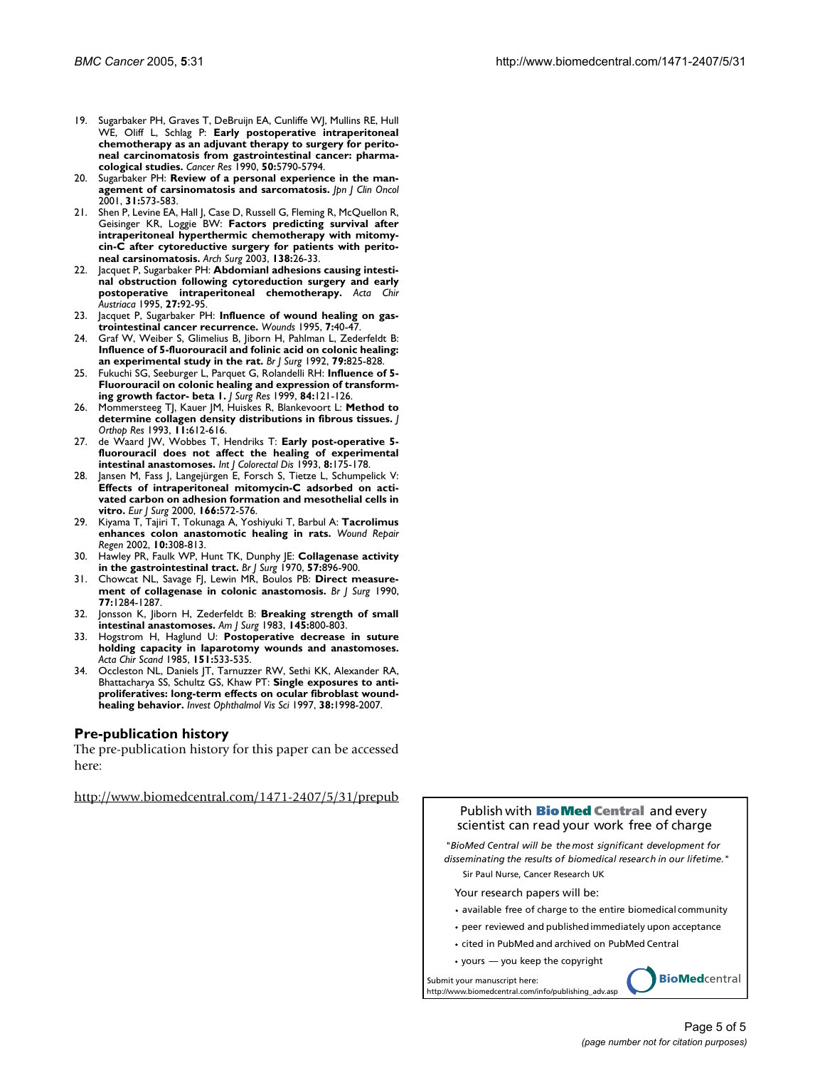19. Sugarbaker PH, Graves T, DeBruijn EA, Cunliffe WJ, Mullins RE, Hull WE, Oliff L, Schlag P: **Early postoperative intraperitoneal chemotherapy as an adjuvant therapy to surgery for peritoneal carcinomatosis from gastrointestinal cancer: pharmacological studies.** *Cancer Res* 1990, **50:**5790-5794.
20. Sugarbaker PH: **Review of a personal experience in the management of carsinomatosis and sarcomatosis.** *Jpn J Clin Oncol* 2001, **31:**573-583.
21. Shen P, Levine EA, Hall J, Case D, Russell G, Fleming R, McQuellon R, Geisinger KR, Loggie BW: **Factors predicting survival after intraperitoneal hyperthermic chemotherapy with mitomycin-C after cytoreductive surgery for patients with peritoneal carsinomatosis.** *Arch Surg* 2003, **138:**26-33.
22. Jacquet P, Sugarbaker PH: **Abdomianl adhesions causing intestinal obstruction following cytoreduction surgery and early postoperative intraperitoneal chemotherapy.** *Acta Chir Austriaca* 1995, **27:**92-95.
23. Jacquet P, Sugarbaker PH: **Influence of wound healing on gastrointestinal cancer recurrence.** *Wounds* 1995, **7:**40-47.
24. Graf W, Weiber S, Glimelius B, Jiborn H, Pahlman L, Zederfeldt B: **Influence of 5-fluorouracil and folinic acid on colonic healing: an experimental study in the rat.** *Br J Surg* 1992, **79:**825-828.
25. Fukuchi SG, Seeburger L, Parquet G, Rolandelli RH: **Influence of 5-Fluorouracil on colonic healing and expression of transforming growth factor- beta 1.** *J Surg Res* 1999, **84:**121-126.
26. Mommersteeg TJ, Kauer JM, Huiskes R, Blankevoort L: **Method to determine collagen density distributions in fibrous tissues.** *J Orthop Res* 1993, **11:**612-616.
27. de Waard JW, Wobbes T, Hendriks T: **Early post-operative 5-fluorouracil does not affect the healing of experimental intestinal anastomoses.** *Int J Colorectal Dis* 1993, **8:**175-178.
28. Jansen M, Fass J, Langejürgen E, Forsch S, Tietze L, Schumpelick V: **Effects of intraperitoneal mitomycin-C adsorbed on activated carbon on adhesion formation and mesothelial cells in vitro.** *Eur J Surg* 2000, **166:**572-576.
29. Kiyama T, Tajiri T, Tokunaga A, Yoshiyuki T, Barbul A: **Tacrolimus enhances colon anastomotic healing in rats.** *Wound Repair Regen* 2002, **10:**308-813.
30. Hawley PR, Faulk WP, Hunt TK, Dunphy JE: **Collagenase activity in the gastrointestinal tract.** *Br J Surg* 1970, **57:**896-900.
31. Chowcat NL, Savage FJ, Lewin MR, Boulos PB: **Direct measurement of collagenase in colonic anastomosis.** *Br J Surg* 1990, **77:**1284-1287.
32. Jonsson K, Jiborn H, Zederfeldt B: **Breaking strength of small intestinal anastomoses.** *Am J Surg* 1983, **145:**800-803.
33. Hogstrom H, Haglund U: **Postoperative decrease in suture holding capacity in laparotomy wounds and anastomoses.** *Acta Chir Scand* 1985, **151:**533-535.
34. Occleston NL, Daniels JT, Tarnuzzer RW, Sethi KK, Alexander RA, Bhattacharya SS, Schultz GS, Khaw PT: **Single exposures to antiproliferatives: long-term effects on ocular fibroblast wound-healing behavior.** *Invest Ophthalmol Vis Sci* 1997, **38:**1998-2007.

## Pre-publication history

The pre-publication history for this paper can be accessed here:

http://www.biomedcentral.com/1471-2407/5/31/prepub

Publish with **BioMed Central** and every scientist can read your work free of charge

*"BioMed Central will be the most significant development for disseminating the results of biomedical research in our lifetime."*

Sir Paul Nurse, Cancer Research UK

Your research papers will be:

- available free of charge to the entire biomedical community
- peer reviewed and published immediately upon acceptance
- cited in PubMed and archived on PubMed Central
- yours — you keep the copyright

Submit your manuscript here:
http://www.biomedcentral.com/info/publishing_adv.asp

BioMedcentral